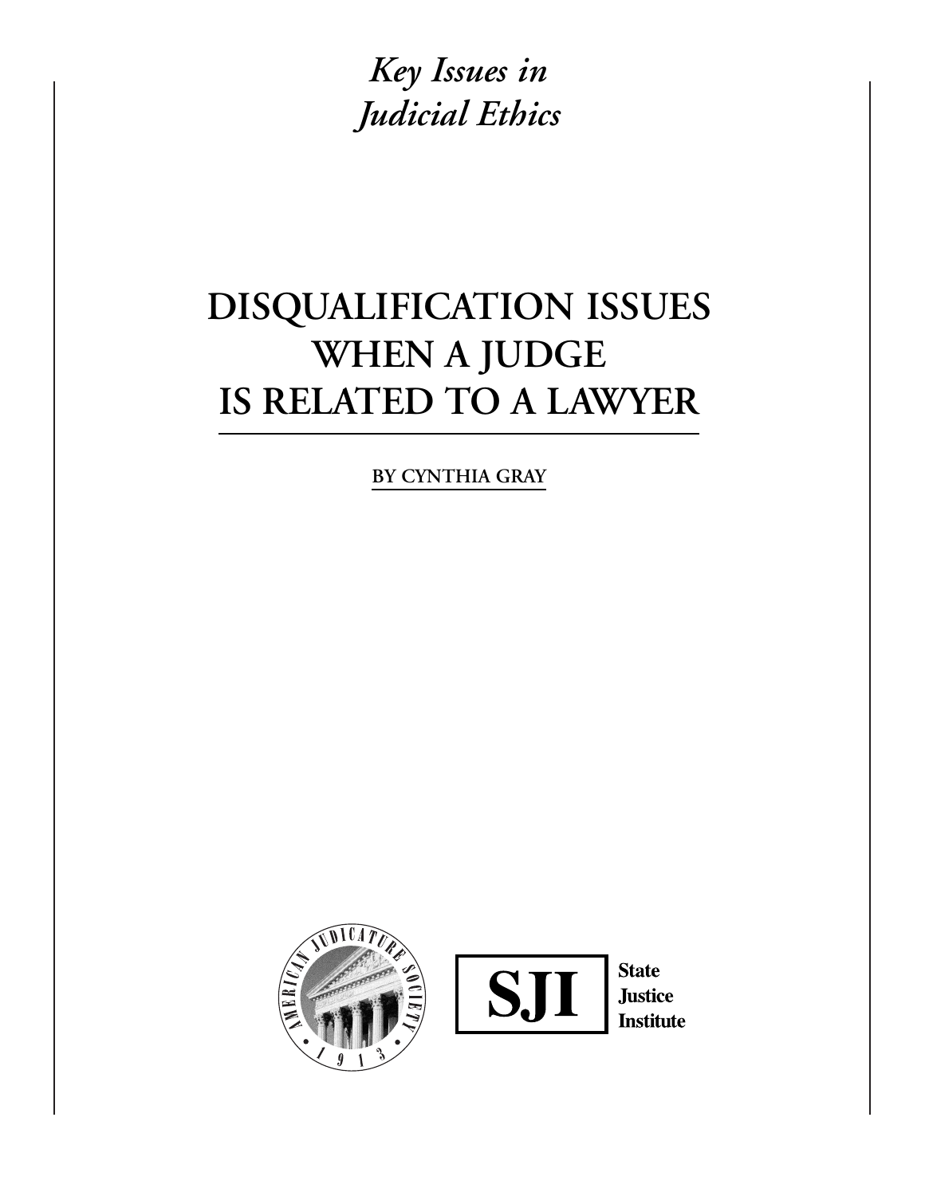*Key Issues in Judicial Ethics*

# DISQUALIFICATION ISSUES WHEN A JUDGE IS RELATED TO A LAWYER

BY CYNTHIA GRAY

AMERICAN JUDICATURE SOCIETY 1913

SJI State Justice Institute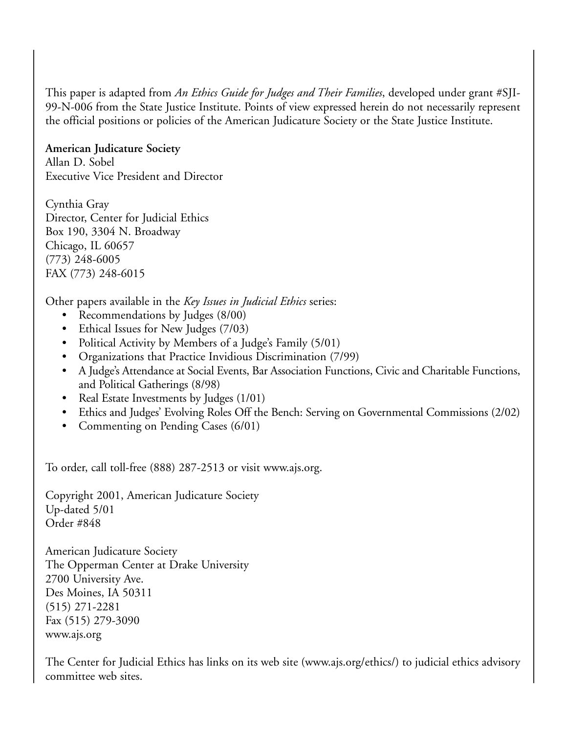This paper is adapted from *An Ethics Guide for Judges and Their Families*, developed under grant #SJI-99-N-006 from the State Justice Institute. Points of view expressed herein do not necessarily represent the official positions or policies of the American Judicature Society or the State Justice Institute.

**American Judicature Society**
Allan D. Sobel
Executive Vice President and Director

Cynthia Gray
Director, Center for Judicial Ethics
Box 190, 3304 N. Broadway
Chicago, IL 60657
(773) 248-6005
FAX (773) 248-6015

Other papers available in the *Key Issues in Judicial Ethics* series:

- Recommendations by Judges (8/00)
- Ethical Issues for New Judges (7/03)
- Political Activity by Members of a Judge's Family (5/01)
- Organizations that Practice Invidious Discrimination (7/99)
- A Judge's Attendance at Social Events, Bar Association Functions, Civic and Charitable Functions, and Political Gatherings (8/98)
- Real Estate Investments by Judges (1/01)
- Ethics and Judges' Evolving Roles Off the Bench: Serving on Governmental Commissions (2/02)
- Commenting on Pending Cases (6/01)

To order, call toll-free (888) 287-2513 or visit www.ajs.org.

Copyright 2001, American Judicature Society
Up-dated 5/01
Order #848

American Judicature Society
The Opperman Center at Drake University
2700 University Ave.
Des Moines, IA 50311
(515) 271-2281
Fax (515) 279-3090
www.ajs.org

The Center for Judicial Ethics has links on its web site (www.ajs.org/ethics/) to judicial ethics advisory committee web sites.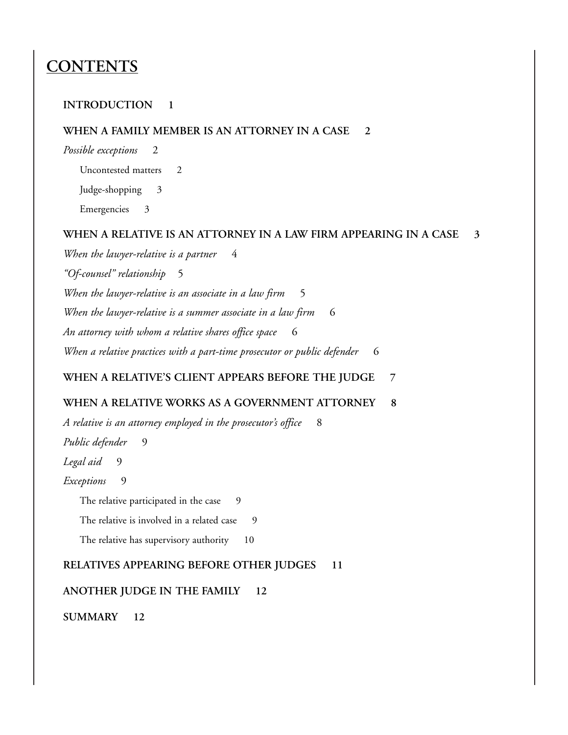# CONTENTS

**INTRODUCTION 1**

**WHEN A FAMILY MEMBER IS AN ATTORNEY IN A CASE 2**

*Possible exceptions* 2

Uncontested matters 2

Judge-shopping 3

Emergencies 3

**WHEN A RELATIVE IS AN ATTORNEY IN A LAW FIRM APPEARING IN A CASE 3**

*When the lawyer-relative is a partner* 4

*"Of-counsel" relationship* 5

*When the lawyer-relative is an associate in a law firm* 5

*When the lawyer-relative is a summer associate in a law firm* 6

*An attorney with whom a relative shares office space* 6

*When a relative practices with a part-time prosecutor or public defender* 6

**WHEN A RELATIVE'S CLIENT APPEARS BEFORE THE JUDGE 7**

**WHEN A RELATIVE WORKS AS A GOVERNMENT ATTORNEY 8**

*A relative is an attorney employed in the prosecutor's office* 8

*Public defender* 9

*Legal aid* 9

*Exceptions* 9

The relative participated in the case 9

The relative is involved in a related case 9

The relative has supervisory authority 10

**RELATIVES APPEARING BEFORE OTHER JUDGES 11**

**ANOTHER JUDGE IN THE FAMILY 12**

**SUMMARY 12**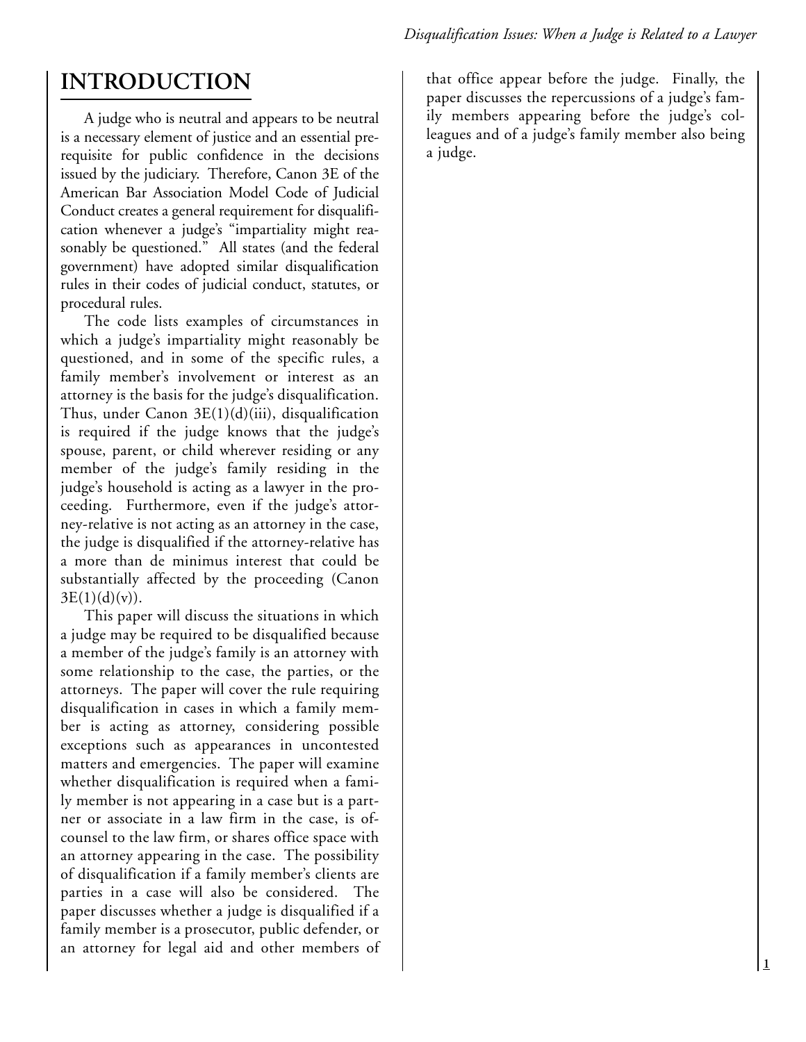# INTRODUCTION

A judge who is neutral and appears to be neutral is a necessary element of justice and an essential prerequisite for public confidence in the decisions issued by the judiciary. Therefore, Canon 3E of the American Bar Association Model Code of Judicial Conduct creates a general requirement for disqualification whenever a judge's "impartiality might reasonably be questioned." All states (and the federal government) have adopted similar disqualification rules in their codes of judicial conduct, statutes, or procedural rules.

The code lists examples of circumstances in which a judge's impartiality might reasonably be questioned, and in some of the specific rules, a family member's involvement or interest as an attorney is the basis for the judge's disqualification. Thus, under Canon 3E(1)(d)(iii), disqualification is required if the judge knows that the judge's spouse, parent, or child wherever residing or any member of the judge's family residing in the judge's household is acting as a lawyer in the proceeding. Furthermore, even if the judge's attorney-relative is not acting as an attorney in the case, the judge is disqualified if the attorney-relative has a more than de minimus interest that could be substantially affected by the proceeding (Canon 3E(1)(d)(v)).

This paper will discuss the situations in which a judge may be required to be disqualified because a member of the judge's family is an attorney with some relationship to the case, the parties, or the attorneys. The paper will cover the rule requiring disqualification in cases in which a family member is acting as attorney, considering possible exceptions such as appearances in uncontested matters and emergencies. The paper will examine whether disqualification is required when a family member is not appearing in a case but is a partner or associate in a law firm in the case, is of-counsel to the law firm, or shares office space with an attorney appearing in the case. The possibility of disqualification if a family member's clients are parties in a case will also be considered. The paper discusses whether a judge is disqualified if a family member is a prosecutor, public defender, or an attorney for legal aid and other members of that office appear before the judge. Finally, the paper discusses the repercussions of a judge's family members appearing before the judge's colleagues and of a judge's family member also being a judge.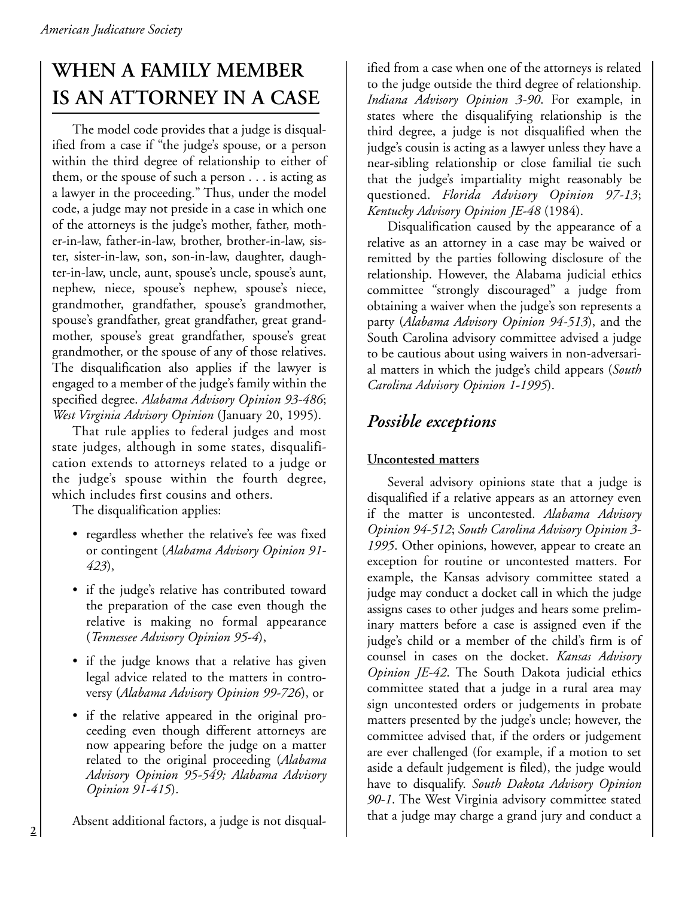# WHEN A FAMILY MEMBER IS AN ATTORNEY IN A CASE

The model code provides that a judge is disqualified from a case if "the judge's spouse, or a person within the third degree of relationship to either of them, or the spouse of such a person . . . is acting as a lawyer in the proceeding." Thus, under the model code, a judge may not preside in a case in which one of the attorneys is the judge's mother, father, mother-in-law, father-in-law, brother, brother-in-law, sister, sister-in-law, son, son-in-law, daughter, daughter-in-law, uncle, aunt, spouse's uncle, spouse's aunt, nephew, niece, spouse's nephew, spouse's niece, grandmother, grandfather, spouse's grandmother, spouse's grandfather, great grandfather, great grandmother, spouse's great grandfather, spouse's great grandmother, or the spouse of any of those relatives. The disqualification also applies if the lawyer is engaged to a member of the judge's family within the specified degree. *Alabama Advisory Opinion 93-486*; *West Virginia Advisory Opinion* (January 20, 1995).

That rule applies to federal judges and most state judges, although in some states, disqualification extends to attorneys related to a judge or the judge's spouse within the fourth degree, which includes first cousins and others.

The disqualification applies:

- regardless whether the relative's fee was fixed or contingent (*Alabama Advisory Opinion 91-423*),
- if the judge's relative has contributed toward the preparation of the case even though the relative is making no formal appearance (*Tennessee Advisory Opinion 95-4*),
- if the judge knows that a relative has given legal advice related to the matters in controversy (*Alabama Advisory Opinion 99-726*), or
- if the relative appeared in the original proceeding even though different attorneys are now appearing before the judge on a matter related to the original proceeding (*Alabama Advisory Opinion 95-549; Alabama Advisory Opinion 91-415*).

Absent additional factors, a judge is not disqualified from a case when one of the attorneys is related to the judge outside the third degree of relationship. *Indiana Advisory Opinion 3-90*. For example, in states where the disqualifying relationship is the third degree, a judge is not disqualified when the judge's cousin is acting as a lawyer unless they have a near-sibling relationship or close familial tie such that the judge's impartiality might reasonably be questioned. *Florida Advisory Opinion 97-13*; *Kentucky Advisory Opinion JE-48* (1984).

Disqualification caused by the appearance of a relative as an attorney in a case may be waived or remitted by the parties following disclosure of the relationship. However, the Alabama judicial ethics committee "strongly discouraged" a judge from obtaining a waiver when the judge's son represents a party (*Alabama Advisory Opinion 94-513*), and the South Carolina advisory committee advised a judge to be cautious about using waivers in non-adversarial matters in which the judge's child appears (*South Carolina Advisory Opinion 1-1995*).

## *Possible exceptions*

### Uncontested matters

Several advisory opinions state that a judge is disqualified if a relative appears as an attorney even if the matter is uncontested. *Alabama Advisory Opinion 94-512*; *South Carolina Advisory Opinion 3-1995*. Other opinions, however, appear to create an exception for routine or uncontested matters. For example, the Kansas advisory committee stated a judge may conduct a docket call in which the judge assigns cases to other judges and hears some preliminary matters before a case is assigned even if the judge's child or a member of the child's firm is of counsel in cases on the docket. *Kansas Advisory Opinion JE-42*. The South Dakota judicial ethics committee stated that a judge in a rural area may sign uncontested orders or judgements in probate matters presented by the judge's uncle; however, the committee advised that, if the orders or judgement are ever challenged (for example, if a motion to set aside a default judgement is filed), the judge would have to disqualify. *South Dakota Advisory Opinion 90-1*. The West Virginia advisory committee stated that a judge may charge a grand jury and conduct a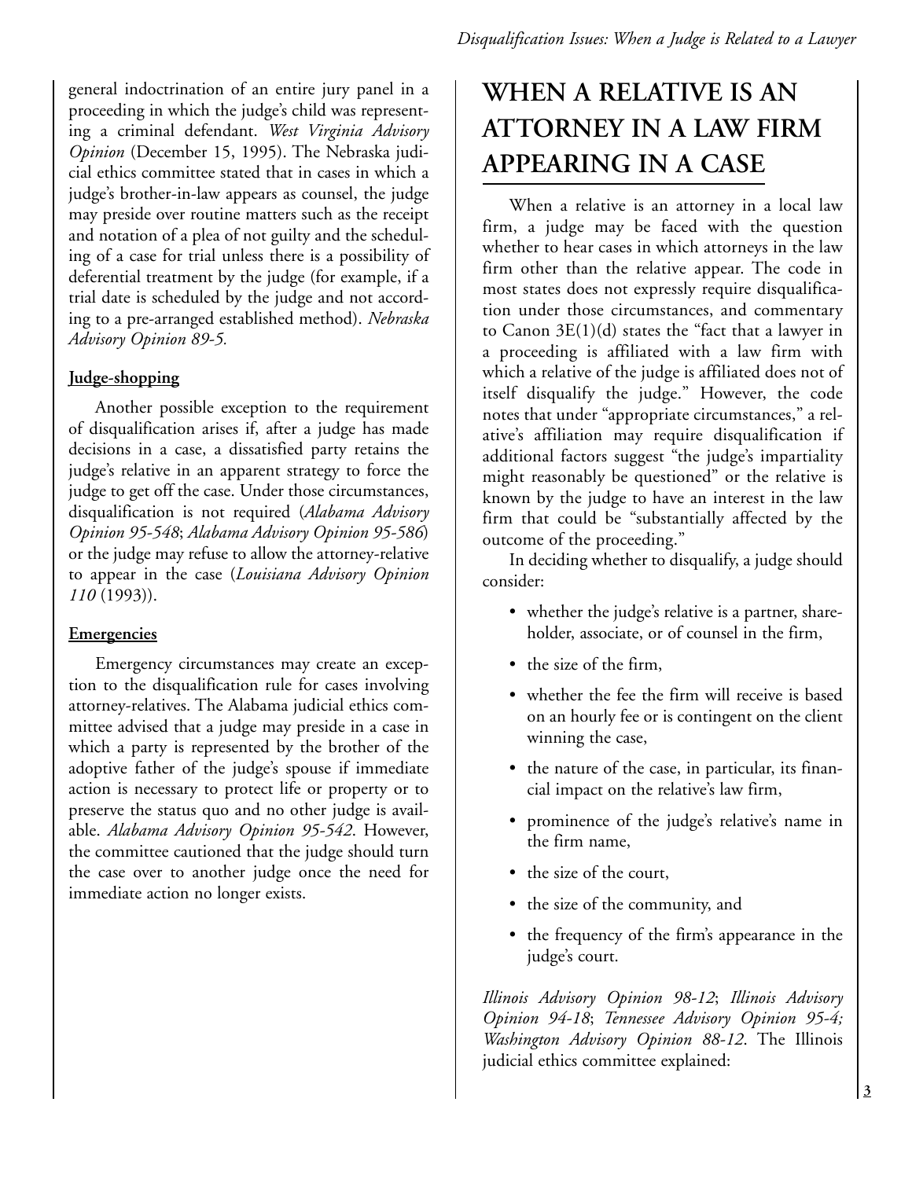general indoctrination of an entire jury panel in a proceeding in which the judge's child was representing a criminal defendant. *West Virginia Advisory Opinion* (December 15, 1995). The Nebraska judicial ethics committee stated that in cases in which a judge's brother-in-law appears as counsel, the judge may preside over routine matters such as the receipt and notation of a plea of not guilty and the scheduling of a case for trial unless there is a possibility of deferential treatment by the judge (for example, if a trial date is scheduled by the judge and not according to a pre-arranged established method). *Nebraska Advisory Opinion 89-5.*

### Judge-shopping

Another possible exception to the requirement of disqualification arises if, after a judge has made decisions in a case, a dissatisfied party retains the judge's relative in an apparent strategy to force the judge to get off the case. Under those circumstances, disqualification is not required (*Alabama Advisory Opinion 95-548*; *Alabama Advisory Opinion 95-586*) or the judge may refuse to allow the attorney-relative to appear in the case (*Louisiana Advisory Opinion 110* (1993)).

### Emergencies

Emergency circumstances may create an exception to the disqualification rule for cases involving attorney-relatives. The Alabama judicial ethics committee advised that a judge may preside in a case in which a party is represented by the brother of the adoptive father of the judge's spouse if immediate action is necessary to protect life or property or to preserve the status quo and no other judge is available. *Alabama Advisory Opinion 95-542.* However, the committee cautioned that the judge should turn the case over to another judge once the need for immediate action no longer exists.

## WHEN A RELATIVE IS AN ATTORNEY IN A LAW FIRM APPEARING IN A CASE

When a relative is an attorney in a local law firm, a judge may be faced with the question whether to hear cases in which attorneys in the law firm other than the relative appear. The code in most states does not expressly require disqualification under those circumstances, and commentary to Canon 3E(1)(d) states the "fact that a lawyer in a proceeding is affiliated with a law firm with which a relative of the judge is affiliated does not of itself disqualify the judge." However, the code notes that under "appropriate circumstances," a relative's affiliation may require disqualification if additional factors suggest "the judge's impartiality might reasonably be questioned" or the relative is known by the judge to have an interest in the law firm that could be "substantially affected by the outcome of the proceeding."

In deciding whether to disqualify, a judge should consider:

- whether the judge's relative is a partner, shareholder, associate, or of counsel in the firm,
- the size of the firm,
- whether the fee the firm will receive is based on an hourly fee or is contingent on the client winning the case,
- the nature of the case, in particular, its financial impact on the relative's law firm,
- prominence of the judge's relative's name in the firm name,
- the size of the court,
- the size of the community, and
- the frequency of the firm's appearance in the judge's court.

*Illinois Advisory Opinion 98-12*; *Illinois Advisory Opinion 94-18*; *Tennessee Advisory Opinion 95-4; Washington Advisory Opinion 88-12*. The Illinois judicial ethics committee explained: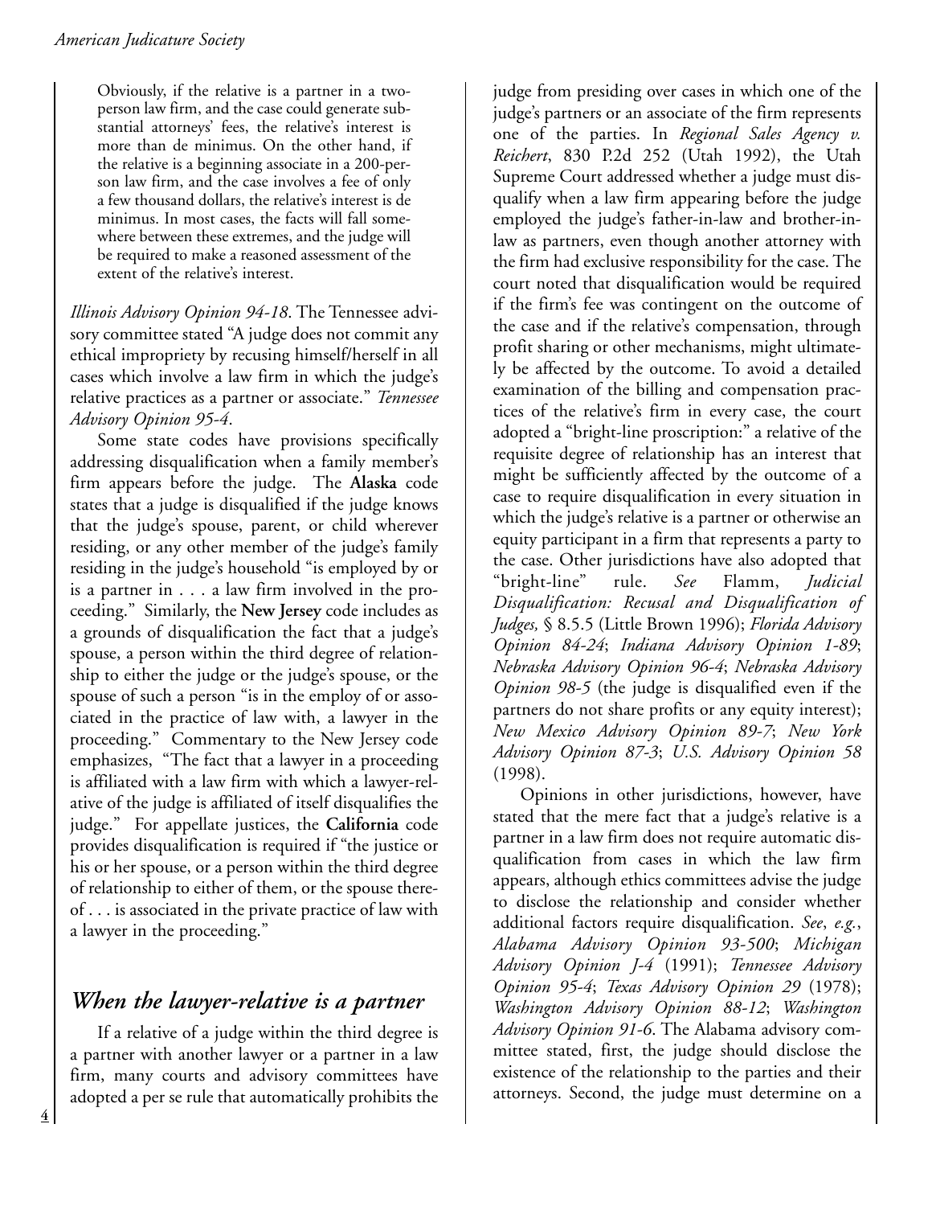> Obviously, if the relative is a partner in a two-person law firm, and the case could generate substantial attorneys' fees, the relative's interest is more than de minimus. On the other hand, if the relative is a beginning associate in a 200-person law firm, and the case involves a fee of only a few thousand dollars, the relative's interest is de minimus. In most cases, the facts will fall somewhere between these extremes, and the judge will be required to make a reasoned assessment of the extent of the relative's interest.

*Illinois Advisory Opinion 94-18*. The Tennessee advisory committee stated "A judge does not commit any ethical impropriety by recusing himself/herself in all cases which involve a law firm in which the judge's relative practices as a partner or associate." *Tennessee Advisory Opinion 95-4*.

Some state codes have provisions specifically addressing disqualification when a family member's firm appears before the judge. The **Alaska** code states that a judge is disqualified if the judge knows that the judge's spouse, parent, or child wherever residing, or any other member of the judge's family residing in the judge's household "is employed by or is a partner in . . . a law firm involved in the proceeding." Similarly, the **New Jersey** code includes as a grounds of disqualification the fact that a judge's spouse, a person within the third degree of relationship to either the judge or the judge's spouse, or the spouse of such a person "is in the employ of or associated in the practice of law with, a lawyer in the proceeding." Commentary to the New Jersey code emphasizes, "The fact that a lawyer in a proceeding is affiliated with a law firm with which a lawyer-relative of the judge is affiliated of itself disqualifies the judge." For appellate justices, the **California** code provides disqualification is required if "the justice or his or her spouse, or a person within the third degree of relationship to either of them, or the spouse thereof . . . is associated in the private practice of law with a lawyer in the proceeding."

## *When the lawyer-relative is a partner*

If a relative of a judge within the third degree is a partner with another lawyer or a partner in a law firm, many courts and advisory committees have adopted a per se rule that automatically prohibits the judge from presiding over cases in which one of the judge's partners or an associate of the firm represents one of the parties. In *Regional Sales Agency v. Reichert*, 830 P.2d 252 (Utah 1992), the Utah Supreme Court addressed whether a judge must disqualify when a law firm appearing before the judge employed the judge's father-in-law and brother-in-law as partners, even though another attorney with the firm had exclusive responsibility for the case. The court noted that disqualification would be required if the firm's fee was contingent on the outcome of the case and if the relative's compensation, through profit sharing or other mechanisms, might ultimately be affected by the outcome. To avoid a detailed examination of the billing and compensation practices of the relative's firm in every case, the court adopted a "bright-line proscription:" a relative of the requisite degree of relationship has an interest that might be sufficiently affected by the outcome of a case to require disqualification in every situation in which the judge's relative is a partner or otherwise an equity participant in a firm that represents a party to the case. Other jurisdictions have also adopted that "bright-line" rule. *See* Flamm, *Judicial Disqualification: Recusal and Disqualification of Judges,* § 8.5.5 (Little Brown 1996); *Florida Advisory Opinion 84-24*; *Indiana Advisory Opinion 1-89*; *Nebraska Advisory Opinion 96-4*; *Nebraska Advisory Opinion 98-5* (the judge is disqualified even if the partners do not share profits or any equity interest); *New Mexico Advisory Opinion 89-7*; *New York Advisory Opinion 87-3*; *U.S. Advisory Opinion 58* (1998).

Opinions in other jurisdictions, however, have stated that the mere fact that a judge's relative is a partner in a law firm does not require automatic disqualification from cases in which the law firm appears, although ethics committees advise the judge to disclose the relationship and consider whether additional factors require disqualification. *See*, *e.g.*, *Alabama Advisory Opinion 93-500*; *Michigan Advisory Opinion J-4* (1991); *Tennessee Advisory Opinion 95-4*; *Texas Advisory Opinion 29* (1978); *Washington Advisory Opinion 88-12*; *Washington Advisory Opinion 91-6*. The Alabama advisory committee stated, first, the judge should disclose the existence of the relationship to the parties and their attorneys. Second, the judge must determine on a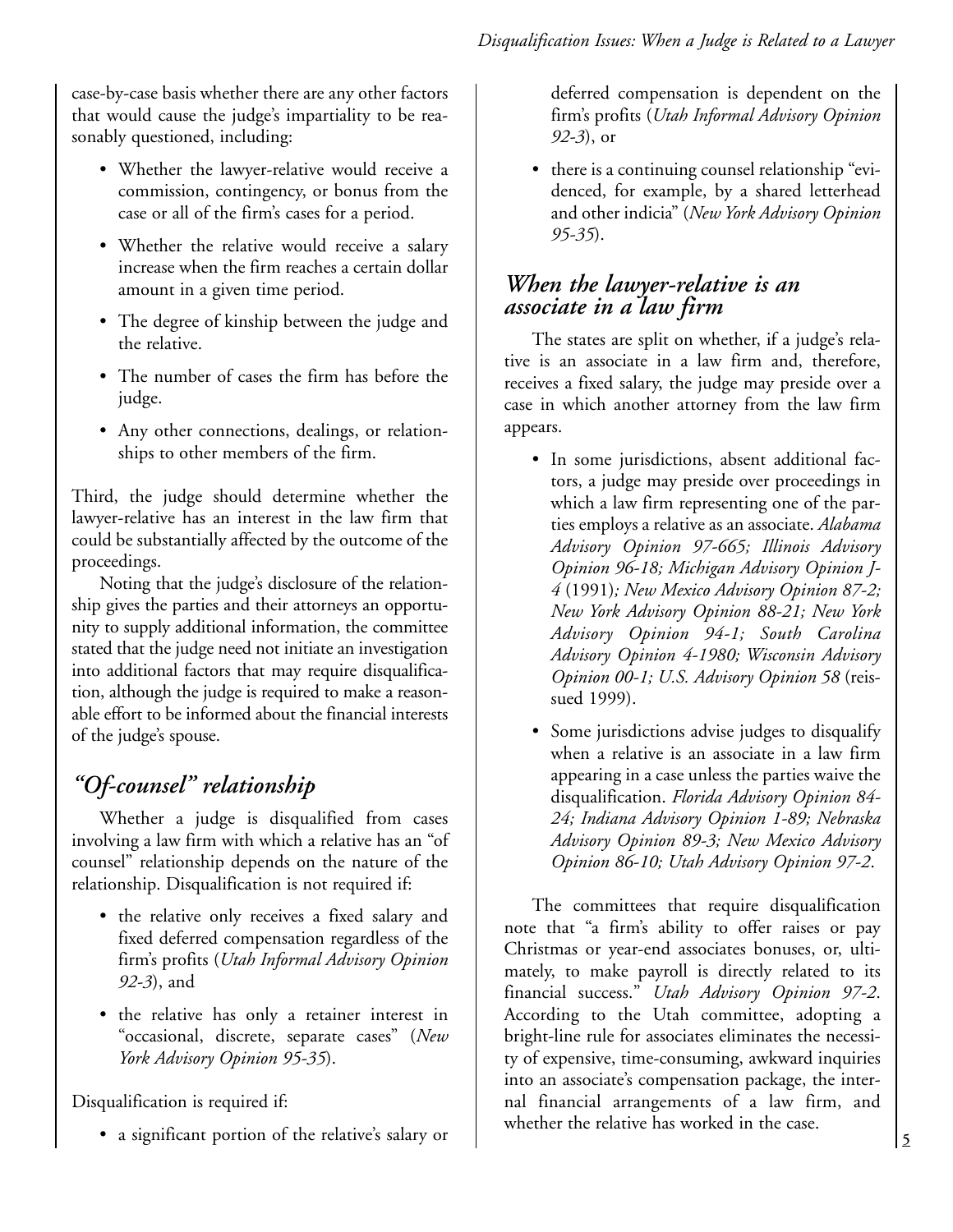case-by-case basis whether there are any other factors that would cause the judge's impartiality to be reasonably questioned, including:

- Whether the lawyer-relative would receive a commission, contingency, or bonus from the case or all of the firm's cases for a period.
- Whether the relative would receive a salary increase when the firm reaches a certain dollar amount in a given time period.
- The degree of kinship between the judge and the relative.
- The number of cases the firm has before the judge.
- Any other connections, dealings, or relationships to other members of the firm.

Third, the judge should determine whether the lawyer-relative has an interest in the law firm that could be substantially affected by the outcome of the proceedings.

Noting that the judge's disclosure of the relationship gives the parties and their attorneys an opportunity to supply additional information, the committee stated that the judge need not initiate an investigation into additional factors that may require disqualification, although the judge is required to make a reasonable effort to be informed about the financial interests of the judge's spouse.

## *"Of-counsel" relationship*

Whether a judge is disqualified from cases involving a law firm with which a relative has an "of counsel" relationship depends on the nature of the relationship. Disqualification is not required if:

- the relative only receives a fixed salary and fixed deferred compensation regardless of the firm's profits (*Utah Informal Advisory Opinion 92-3*), and
- the relative has only a retainer interest in "occasional, discrete, separate cases" (*New York Advisory Opinion 95-35*).

Disqualification is required if:

- a significant portion of the relative's salary or deferred compensation is dependent on the firm's profits (*Utah Informal Advisory Opinion 92-3*), or
- there is a continuing counsel relationship "evidenced, for example, by a shared letterhead and other indicia" (*New York Advisory Opinion 95-35*).

### *When the lawyer-relative is an associate in a law firm*

The states are split on whether, if a judge's relative is an associate in a law firm and, therefore, receives a fixed salary, the judge may preside over a case in which another attorney from the law firm appears.

- In some jurisdictions, absent additional factors, a judge may preside over proceedings in which a law firm representing one of the parties employs a relative as an associate. *Alabama Advisory Opinion 97-665; Illinois Advisory Opinion 96-18; Michigan Advisory Opinion J-4* (1991)*; New Mexico Advisory Opinion 87-2; New York Advisory Opinion 88-21; New York Advisory Opinion 94-1; South Carolina Advisory Opinion 4-1980; Wisconsin Advisory Opinion 00-1; U.S. Advisory Opinion 58* (reissued 1999).
- Some jurisdictions advise judges to disqualify when a relative is an associate in a law firm appearing in a case unless the parties waive the disqualification. *Florida Advisory Opinion 84-24; Indiana Advisory Opinion 1-89; Nebraska Advisory Opinion 89-3; New Mexico Advisory Opinion 86-10; Utah Advisory Opinion 97-2*.

The committees that require disqualification note that "a firm's ability to offer raises or pay Christmas or year-end associates bonuses, or, ultimately, to make payroll is directly related to its financial success." *Utah Advisory Opinion 97-2*. According to the Utah committee, adopting a bright-line rule for associates eliminates the necessity of expensive, time-consuming, awkward inquiries into an associate's compensation package, the internal financial arrangements of a law firm, and whether the relative has worked in the case.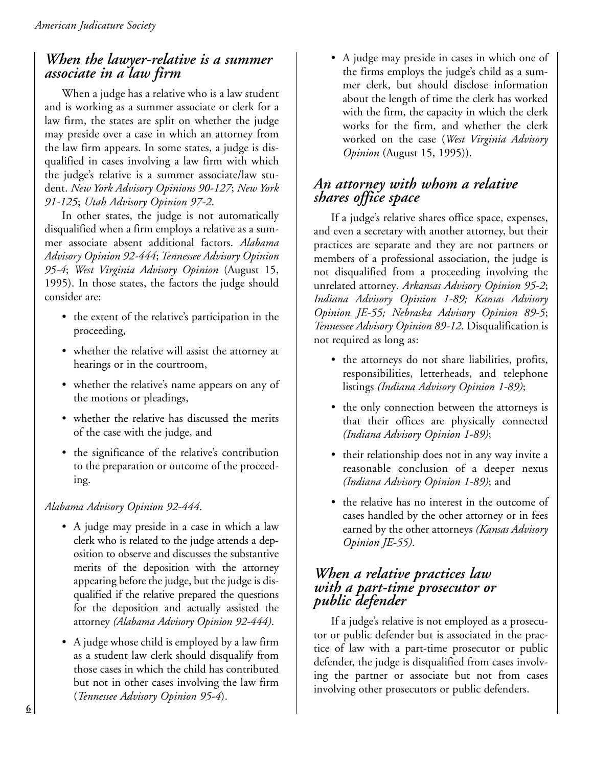## *When the lawyer-relative is a summer associate in a law firm*

When a judge has a relative who is a law student and is working as a summer associate or clerk for a law firm, the states are split on whether the judge may preside over a case in which an attorney from the law firm appears. In some states, a judge is disqualified in cases involving a law firm with which the judge's relative is a summer associate/law student. *New York Advisory Opinions 90-127*; *New York 91-125*; *Utah Advisory Opinion 97-2*.

In other states, the judge is not automatically disqualified when a firm employs a relative as a summer associate absent additional factors. *Alabama Advisory Opinion 92-444*; *Tennessee Advisory Opinion 95-4*; *West Virginia Advisory Opinion* (August 15, 1995). In those states, the factors the judge should consider are:

- the extent of the relative's participation in the proceeding,
- whether the relative will assist the attorney at hearings or in the courtroom,
- whether the relative's name appears on any of the motions or pleadings,
- whether the relative has discussed the merits of the case with the judge, and
- the significance of the relative's contribution to the preparation or outcome of the proceeding.

*Alabama Advisory Opinion 92-444*.

- A judge may preside in a case in which a law clerk who is related to the judge attends a deposition to observe and discusses the substantive merits of the deposition with the attorney appearing before the judge, but the judge is disqualified if the relative prepared the questions for the deposition and actually assisted the attorney *(Alabama Advisory Opinion 92-444)*.
- A judge whose child is employed by a law firm as a student law clerk should disqualify from those cases in which the child has contributed but not in other cases involving the law firm (*Tennessee Advisory Opinion 95-4*).
- A judge may preside in cases in which one of the firms employs the judge's child as a summer clerk, but should disclose information about the length of time the clerk has worked with the firm, the capacity in which the clerk works for the firm, and whether the clerk worked on the case (*West Virginia Advisory Opinion* (August 15, 1995)).

## *An attorney with whom a relative shares office space*

If a judge's relative shares office space, expenses, and even a secretary with another attorney, but their practices are separate and they are not partners or members of a professional association, the judge is not disqualified from a proceeding involving the unrelated attorney. *Arkansas Advisory Opinion 95-2*; *Indiana Advisory Opinion 1-89; Kansas Advisory Opinion JE-55; Nebraska Advisory Opinion 89-5*; *Tennessee Advisory Opinion 89-12*. Disqualification is not required as long as:

- the attorneys do not share liabilities, profits, responsibilities, letterheads, and telephone listings *(Indiana Advisory Opinion 1-89)*;
- the only connection between the attorneys is that their offices are physically connected *(Indiana Advisory Opinion 1-89)*;
- their relationship does not in any way invite a reasonable conclusion of a deeper nexus *(Indiana Advisory Opinion 1-89)*; and
- the relative has no interest in the outcome of cases handled by the other attorney or in fees earned by the other attorneys *(Kansas Advisory Opinion JE-55)*.

## *When a relative practices law with a part-time prosecutor or public defender*

If a judge's relative is not employed as a prosecutor or public defender but is associated in the practice of law with a part-time prosecutor or public defender, the judge is disqualified from cases involving the partner or associate but not from cases involving other prosecutors or public defenders.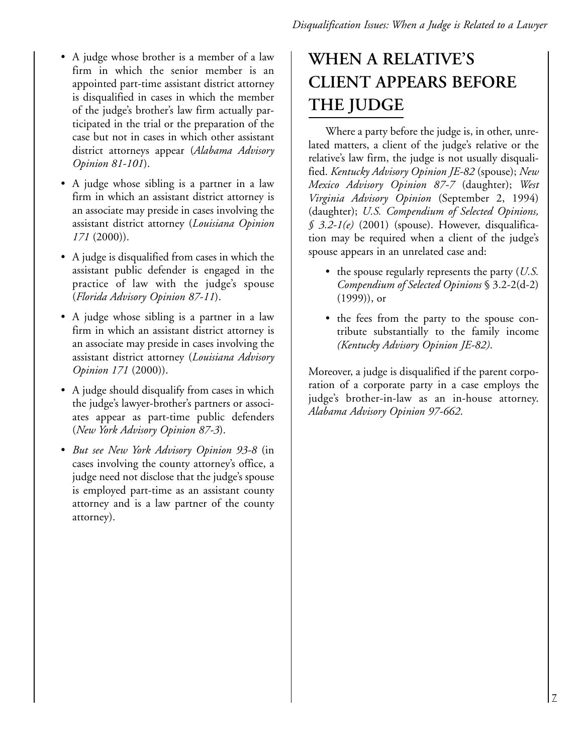- A judge whose brother is a member of a law firm in which the senior member is an appointed part-time assistant district attorney is disqualified in cases in which the member of the judge's brother's law firm actually participated in the trial or the preparation of the case but not in cases in which other assistant district attorneys appear (*Alabama Advisory Opinion 81-101*).
- A judge whose sibling is a partner in a law firm in which an assistant district attorney is an associate may preside in cases involving the assistant district attorney (*Louisiana Opinion 171* (2000)).
- A judge is disqualified from cases in which the assistant public defender is engaged in the practice of law with the judge's spouse (*Florida Advisory Opinion 87-11*).
- A judge whose sibling is a partner in a law firm in which an assistant district attorney is an associate may preside in cases involving the assistant district attorney (*Louisiana Advisory Opinion 171* (2000)).
- A judge should disqualify from cases in which the judge's lawyer-brother's partners or associates appear as part-time public defenders (*New York Advisory Opinion 87-3*).
- *But see New York Advisory Opinion 93-8* (in cases involving the county attorney's office, a judge need not disclose that the judge's spouse is employed part-time as an assistant county attorney and is a law partner of the county attorney).

# WHEN A RELATIVE'S CLIENT APPEARS BEFORE THE JUDGE

Where a party before the judge is, in other, unrelated matters, a client of the judge's relative or the relative's law firm, the judge is not usually disqualified. *Kentucky Advisory Opinion JE-82* (spouse); *New Mexico Advisory Opinion 87-7* (daughter); *West Virginia Advisory Opinion* (September 2, 1994) (daughter); *U.S. Compendium of Selected Opinions, § 3.2-1(e)* (2001) (spouse). However, disqualification may be required when a client of the judge's spouse appears in an unrelated case and:

- the spouse regularly represents the party (*U.S. Compendium of Selected Opinions* § 3.2-2(d-2) (1999)), or
- the fees from the party to the spouse contribute substantially to the family income *(Kentucky Advisory Opinion JE-82)*.

Moreover, a judge is disqualified if the parent corporation of a corporate party in a case employs the judge's brother-in-law as an in-house attorney. *Alabama Advisory Opinion 97-662*.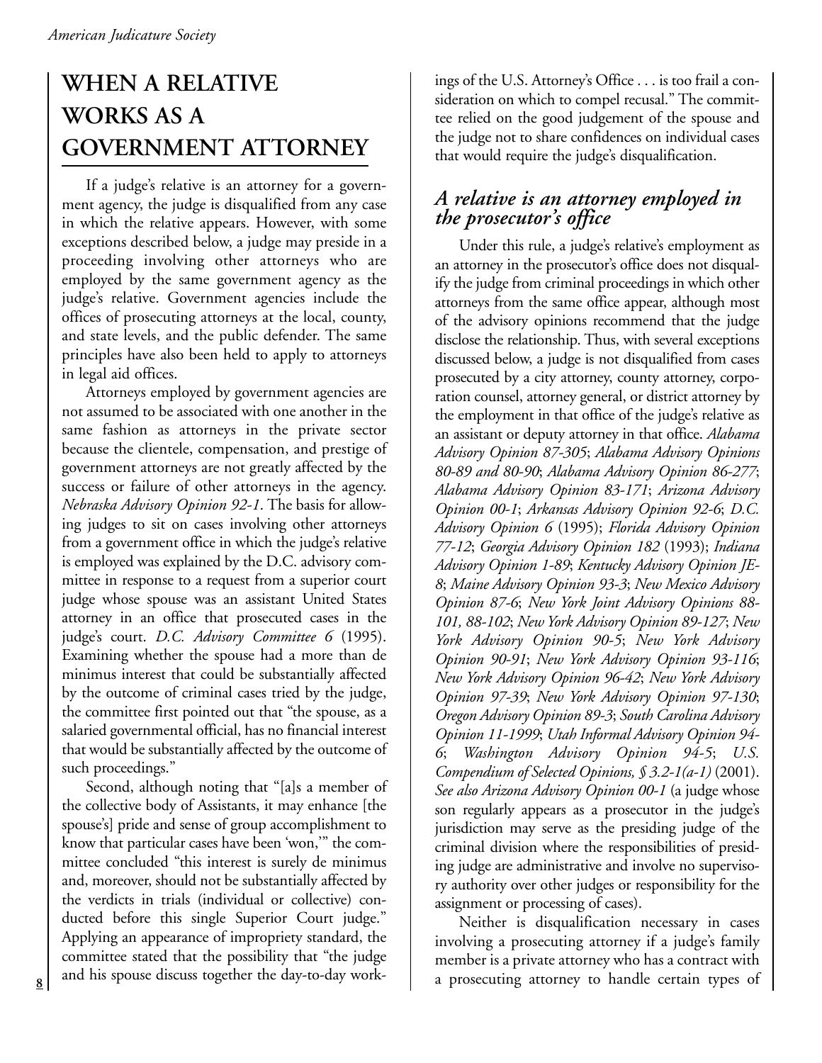# WHEN A RELATIVE WORKS AS A GOVERNMENT ATTORNEY

If a judge's relative is an attorney for a government agency, the judge is disqualified from any case in which the relative appears. However, with some exceptions described below, a judge may preside in a proceeding involving other attorneys who are employed by the same government agency as the judge's relative. Government agencies include the offices of prosecuting attorneys at the local, county, and state levels, and the public defender. The same principles have also been held to apply to attorneys in legal aid offices.

Attorneys employed by government agencies are not assumed to be associated with one another in the same fashion as attorneys in the private sector because the clientele, compensation, and prestige of government attorneys are not greatly affected by the success or failure of other attorneys in the agency. *Nebraska Advisory Opinion 92-1*. The basis for allowing judges to sit on cases involving other attorneys from a government office in which the judge's relative is employed was explained by the D.C. advisory committee in response to a request from a superior court judge whose spouse was an assistant United States attorney in an office that prosecuted cases in the judge's court. *D.C. Advisory Committee 6* (1995). Examining whether the spouse had a more than de minimus interest that could be substantially affected by the outcome of criminal cases tried by the judge, the committee first pointed out that "the spouse, as a salaried governmental official, has no financial interest that would be substantially affected by the outcome of such proceedings."

Second, although noting that "[a]s a member of the collective body of Assistants, it may enhance [the spouse's] pride and sense of group accomplishment to know that particular cases have been 'won,'" the committee concluded "this interest is surely de minimus and, moreover, should not be substantially affected by the verdicts in trials (individual or collective) conducted before this single Superior Court judge." Applying an appearance of impropriety standard, the committee stated that the possibility that "the judge and his spouse discuss together the day-to-day workings of the U.S. Attorney's Office . . . is too frail a consideration on which to compel recusal." The committee relied on the good judgement of the spouse and the judge not to share confidences on individual cases that would require the judge's disqualification.

## *A relative is an attorney employed in the prosecutor's office*

Under this rule, a judge's relative's employment as an attorney in the prosecutor's office does not disqualify the judge from criminal proceedings in which other attorneys from the same office appear, although most of the advisory opinions recommend that the judge disclose the relationship. Thus, with several exceptions discussed below, a judge is not disqualified from cases prosecuted by a city attorney, county attorney, corporation counsel, attorney general, or district attorney by the employment in that office of the judge's relative as an assistant or deputy attorney in that office. *Alabama Advisory Opinion 87-305*; *Alabama Advisory Opinions 80-89 and 80-90*; *Alabama Advisory Opinion 86-277*; *Alabama Advisory Opinion 83-171*; *Arizona Advisory Opinion 00-1*; *Arkansas Advisory Opinion 92-6*; *D.C. Advisory Opinion 6* (1995); *Florida Advisory Opinion 77-12*; *Georgia Advisory Opinion 182* (1993); *Indiana Advisory Opinion 1-89*; *Kentucky Advisory Opinion JE-8*; *Maine Advisory Opinion 93-3*; *New Mexico Advisory Opinion 87-6*; *New York Joint Advisory Opinions 88-101, 88-102*; *New York Advisory Opinion 89-127*; *New York Advisory Opinion 90-5*; *New York Advisory Opinion 90-91*; *New York Advisory Opinion 93-116*; *New York Advisory Opinion 96-42*; *New York Advisory Opinion 97-39*; *New York Advisory Opinion 97-130*; *Oregon Advisory Opinion 89-3*; *South Carolina Advisory Opinion 11-1999*; *Utah Informal Advisory Opinion 94-6*; *Washington Advisory Opinion 94-5*; *U.S. Compendium of Selected Opinions, § 3.2-1(a-1)* (2001). *See also Arizona Advisory Opinion 00-1* (a judge whose son regularly appears as a prosecutor in the judge's jurisdiction may serve as the presiding judge of the criminal division where the responsibilities of presiding judge are administrative and involve no supervisory authority over other judges or responsibility for the assignment or processing of cases).

Neither is disqualification necessary in cases involving a prosecuting attorney if a judge's family member is a private attorney who has a contract with a prosecuting attorney to handle certain types of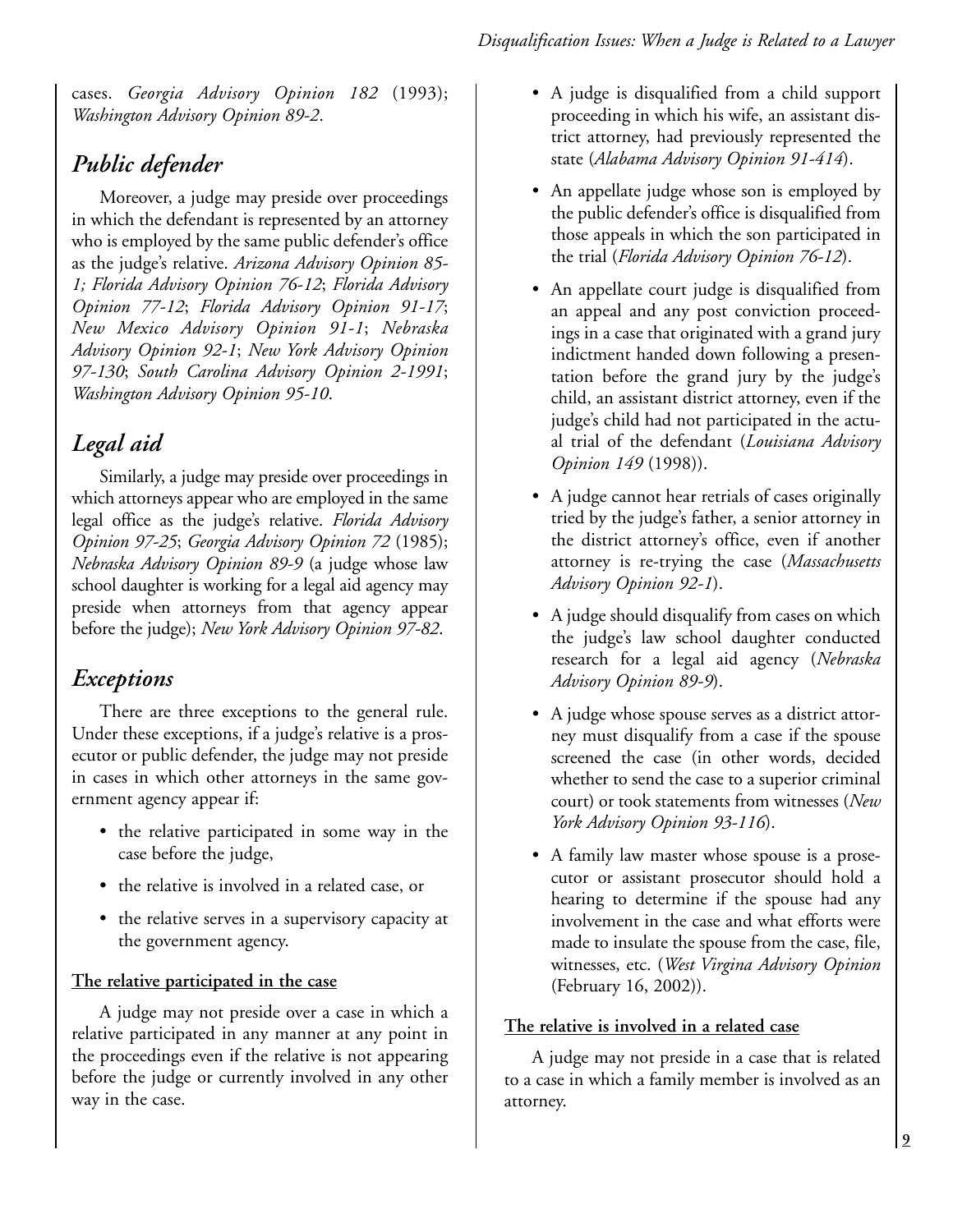cases. *Georgia Advisory Opinion 182* (1993); *Washington Advisory Opinion 89-2*.

## *Public defender*

Moreover, a judge may preside over proceedings in which the defendant is represented by an attorney who is employed by the same public defender's office as the judge's relative. *Arizona Advisory Opinion 85-1; Florida Advisory Opinion 76-12*; *Florida Advisory Opinion 77-12*; *Florida Advisory Opinion 91-17*; *New Mexico Advisory Opinion 91-1*; *Nebraska Advisory Opinion 92-1*; *New York Advisory Opinion 97-130*; *South Carolina Advisory Opinion 2-1991*; *Washington Advisory Opinion 95-10*.

## *Legal aid*

Similarly, a judge may preside over proceedings in which attorneys appear who are employed in the same legal office as the judge's relative. *Florida Advisory Opinion 97-25*; *Georgia Advisory Opinion 72* (1985); *Nebraska Advisory Opinion 89-9* (a judge whose law school daughter is working for a legal aid agency may preside when attorneys from that agency appear before the judge); *New York Advisory Opinion 97-82*.

## *Exceptions*

There are three exceptions to the general rule. Under these exceptions, if a judge's relative is a prosecutor or public defender, the judge may not preside in cases in which other attorneys in the same government agency appear if:

- the relative participated in some way in the case before the judge,
- the relative is involved in a related case, or
- the relative serves in a supervisory capacity at the government agency.

### The relative participated in the case

A judge may not preside over a case in which a relative participated in any manner at any point in the proceedings even if the relative is not appearing before the judge or currently involved in any other way in the case.

- A judge is disqualified from a child support proceeding in which his wife, an assistant district attorney, had previously represented the state (*Alabama Advisory Opinion 91-414*).
- An appellate judge whose son is employed by the public defender's office is disqualified from those appeals in which the son participated in the trial (*Florida Advisory Opinion 76-12*).
- An appellate court judge is disqualified from an appeal and any post conviction proceedings in a case that originated with a grand jury indictment handed down following a presentation before the grand jury by the judge's child, an assistant district attorney, even if the judge's child had not participated in the actual trial of the defendant (*Louisiana Advisory Opinion 149* (1998)).
- A judge cannot hear retrials of cases originally tried by the judge's father, a senior attorney in the district attorney's office, even if another attorney is re-trying the case (*Massachusetts Advisory Opinion 92-1*).
- A judge should disqualify from cases on which the judge's law school daughter conducted research for a legal aid agency (*Nebraska Advisory Opinion 89-9*).
- A judge whose spouse serves as a district attorney must disqualify from a case if the spouse screened the case (in other words, decided whether to send the case to a superior criminal court) or took statements from witnesses (*New York Advisory Opinion 93-116*).
- A family law master whose spouse is a prosecutor or assistant prosecutor should hold a hearing to determine if the spouse had any involvement in the case and what efforts were made to insulate the spouse from the case, file, witnesses, etc. (*West Virgina Advisory Opinion* (February 16, 2002)).

### The relative is involved in a related case

A judge may not preside in a case that is related to a case in which a family member is involved as an attorney.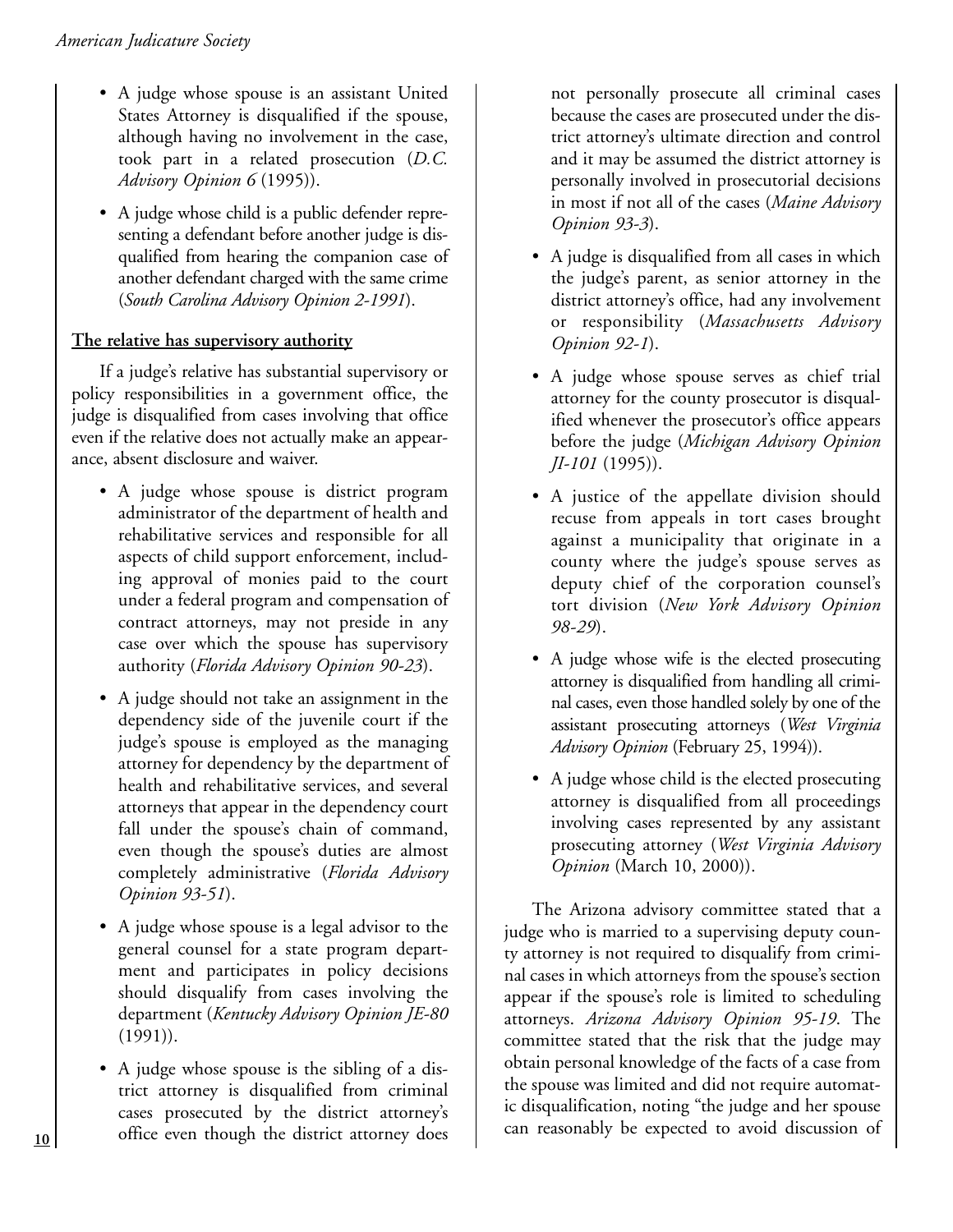- A judge whose spouse is an assistant United States Attorney is disqualified if the spouse, although having no involvement in the case, took part in a related prosecution (*D.C. Advisory Opinion 6* (1995)).
- A judge whose child is a public defender representing a defendant before another judge is disqualified from hearing the companion case of another defendant charged with the same crime (*South Carolina Advisory Opinion 2-1991*).

**The relative has supervisory authority**

If a judge's relative has substantial supervisory or policy responsibilities in a government office, the judge is disqualified from cases involving that office even if the relative does not actually make an appearance, absent disclosure and waiver.

- A judge whose spouse is district program administrator of the department of health and rehabilitative services and responsible for all aspects of child support enforcement, including approval of monies paid to the court under a federal program and compensation of contract attorneys, may not preside in any case over which the spouse has supervisory authority (*Florida Advisory Opinion 90-23*).
- A judge should not take an assignment in the dependency side of the juvenile court if the judge's spouse is employed as the managing attorney for dependency by the department of health and rehabilitative services, and several attorneys that appear in the dependency court fall under the spouse's chain of command, even though the spouse's duties are almost completely administrative (*Florida Advisory Opinion 93-51*).
- A judge whose spouse is a legal advisor to the general counsel for a state program department and participates in policy decisions should disqualify from cases involving the department (*Kentucky Advisory Opinion JE-80* (1991)).
- A judge whose spouse is the sibling of a district attorney is disqualified from criminal cases prosecuted by the district attorney's office even though the district attorney does not personally prosecute all criminal cases because the cases are prosecuted under the district attorney's ultimate direction and control and it may be assumed the district attorney is personally involved in prosecutorial decisions in most if not all of the cases (*Maine Advisory Opinion 93-3*).
- A judge is disqualified from all cases in which the judge's parent, as senior attorney in the district attorney's office, had any involvement or responsibility (*Massachusetts Advisory Opinion 92-1*).
- A judge whose spouse serves as chief trial attorney for the county prosecutor is disqualified whenever the prosecutor's office appears before the judge (*Michigan Advisory Opinion JI-101* (1995)).
- A justice of the appellate division should recuse from appeals in tort cases brought against a municipality that originate in a county where the judge's spouse serves as deputy chief of the corporation counsel's tort division (*New York Advisory Opinion 98-29*).
- A judge whose wife is the elected prosecuting attorney is disqualified from handling all criminal cases, even those handled solely by one of the assistant prosecuting attorneys (*West Virginia Advisory Opinion* (February 25, 1994)).
- A judge whose child is the elected prosecuting attorney is disqualified from all proceedings involving cases represented by any assistant prosecuting attorney (*West Virginia Advisory Opinion* (March 10, 2000)).

The Arizona advisory committee stated that a judge who is married to a supervising deputy county attorney is not required to disqualify from criminal cases in which attorneys from the spouse's section appear if the spouse's role is limited to scheduling attorneys. *Arizona Advisory Opinion 95-19*. The committee stated that the risk that the judge may obtain personal knowledge of the facts of a case from the spouse was limited and did not require automatic disqualification, noting "the judge and her spouse can reasonably be expected to avoid discussion of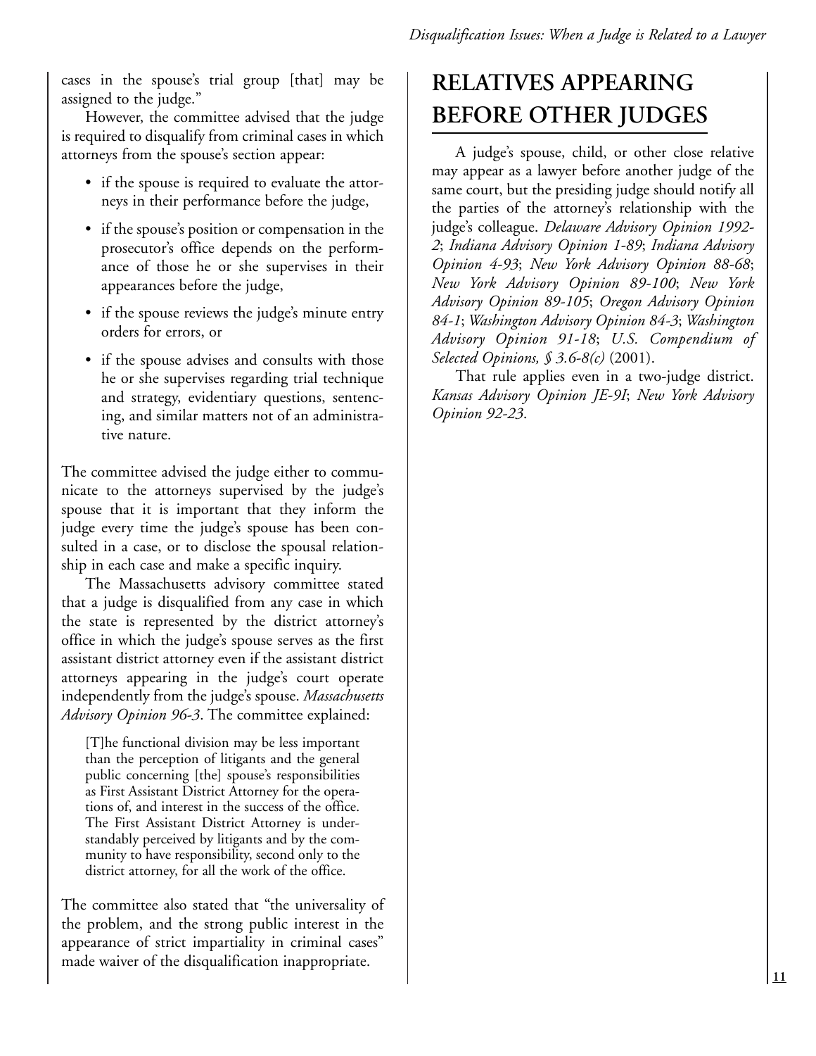cases in the spouse's trial group [that] may be assigned to the judge."

However, the committee advised that the judge is required to disqualify from criminal cases in which attorneys from the spouse's section appear:

- if the spouse is required to evaluate the attorneys in their performance before the judge,
- if the spouse's position or compensation in the prosecutor's office depends on the performance of those he or she supervises in their appearances before the judge,
- if the spouse reviews the judge's minute entry orders for errors, or
- if the spouse advises and consults with those he or she supervises regarding trial technique and strategy, evidentiary questions, sentencing, and similar matters not of an administrative nature.

The committee advised the judge either to communicate to the attorneys supervised by the judge's spouse that it is important that they inform the judge every time the judge's spouse has been consulted in a case, or to disclose the spousal relationship in each case and make a specific inquiry.

The Massachusetts advisory committee stated that a judge is disqualified from any case in which the state is represented by the district attorney's office in which the judge's spouse serves as the first assistant district attorney even if the assistant district attorneys appearing in the judge's court operate independently from the judge's spouse. *Massachusetts Advisory Opinion 96-3*. The committee explained:

> [T]he functional division may be less important than the perception of litigants and the general public concerning [the] spouse's responsibilities as First Assistant District Attorney for the operations of, and interest in the success of the office. The First Assistant District Attorney is understandably perceived by litigants and by the community to have responsibility, second only to the district attorney, for all the work of the office.

The committee also stated that "the universality of the problem, and the strong public interest in the appearance of strict impartiality in criminal cases" made waiver of the disqualification inappropriate.

## RELATIVES APPEARING BEFORE OTHER JUDGES

A judge's spouse, child, or other close relative may appear as a lawyer before another judge of the same court, but the presiding judge should notify all the parties of the attorney's relationship with the judge's colleague. *Delaware Advisory Opinion 1992-2*; *Indiana Advisory Opinion 1-89*; *Indiana Advisory Opinion 4-93*; *New York Advisory Opinion 88-68*; *New York Advisory Opinion 89-100*; *New York Advisory Opinion 89-105*; *Oregon Advisory Opinion 84-1*; *Washington Advisory Opinion 84-3*; *Washington Advisory Opinion 91-18*; *U.S. Compendium of Selected Opinions, § 3.6-8(c)* (2001).

That rule applies even in a two-judge district. *Kansas Advisory Opinion JE-9I*; *New York Advisory Opinion 92-23*.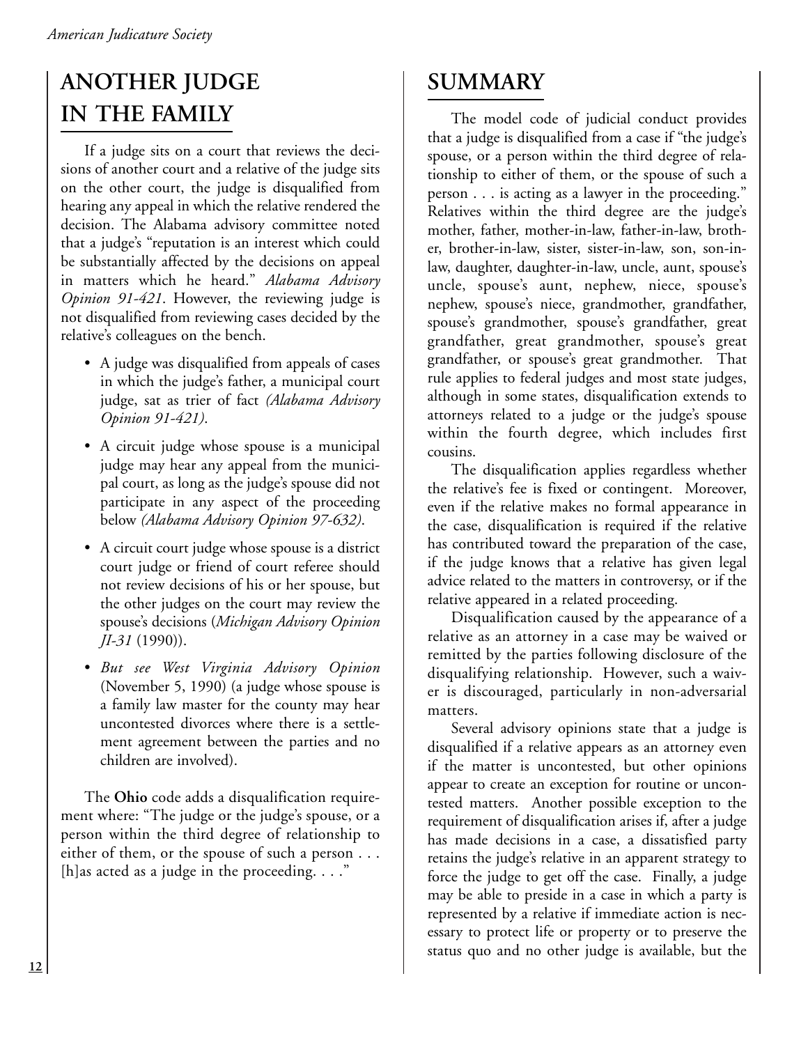## ANOTHER JUDGE IN THE FAMILY

If a judge sits on a court that reviews the decisions of another court and a relative of the judge sits on the other court, the judge is disqualified from hearing any appeal in which the relative rendered the decision. The Alabama advisory committee noted that a judge's "reputation is an interest which could be substantially affected by the decisions on appeal in matters which he heard." *Alabama Advisory Opinion 91-421*. However, the reviewing judge is not disqualified from reviewing cases decided by the relative's colleagues on the bench.

- A judge was disqualified from appeals of cases in which the judge's father, a municipal court judge, sat as trier of fact *(Alabama Advisory Opinion 91-421)*.
- A circuit judge whose spouse is a municipal judge may hear any appeal from the municipal court, as long as the judge's spouse did not participate in any aspect of the proceeding below *(Alabama Advisory Opinion 97-632)*.
- A circuit court judge whose spouse is a district court judge or friend of court referee should not review decisions of his or her spouse, but the other judges on the court may review the spouse's decisions (*Michigan Advisory Opinion JI-31* (1990)).
- *But see West Virginia Advisory Opinion* (November 5, 1990) (a judge whose spouse is a family law master for the county may hear uncontested divorces where there is a settlement agreement between the parties and no children are involved).

The **Ohio** code adds a disqualification requirement where: "The judge or the judge's spouse, or a person within the third degree of relationship to either of them, or the spouse of such a person . . . [h]as acted as a judge in the proceeding. . . ."

## SUMMARY

The model code of judicial conduct provides that a judge is disqualified from a case if "the judge's spouse, or a person within the third degree of relationship to either of them, or the spouse of such a person . . . is acting as a lawyer in the proceeding." Relatives within the third degree are the judge's mother, father, mother-in-law, father-in-law, brother, brother-in-law, sister, sister-in-law, son, son-in-law, daughter, daughter-in-law, uncle, aunt, spouse's uncle, spouse's aunt, nephew, niece, spouse's nephew, spouse's niece, grandmother, grandfather, spouse's grandmother, spouse's grandfather, great grandfather, great grandmother, spouse's great grandfather, or spouse's great grandmother. That rule applies to federal judges and most state judges, although in some states, disqualification extends to attorneys related to a judge or the judge's spouse within the fourth degree, which includes first cousins.

The disqualification applies regardless whether the relative's fee is fixed or contingent. Moreover, even if the relative makes no formal appearance in the case, disqualification is required if the relative has contributed toward the preparation of the case, if the judge knows that a relative has given legal advice related to the matters in controversy, or if the relative appeared in a related proceeding.

Disqualification caused by the appearance of a relative as an attorney in a case may be waived or remitted by the parties following disclosure of the disqualifying relationship. However, such a waiver is discouraged, particularly in non-adversarial matters.

Several advisory opinions state that a judge is disqualified if a relative appears as an attorney even if the matter is uncontested, but other opinions appear to create an exception for routine or uncontested matters. Another possible exception to the requirement of disqualification arises if, after a judge has made decisions in a case, a dissatisfied party retains the judge's relative in an apparent strategy to force the judge to get off the case. Finally, a judge may be able to preside in a case in which a party is represented by a relative if immediate action is necessary to protect life or property or to preserve the status quo and no other judge is available, but the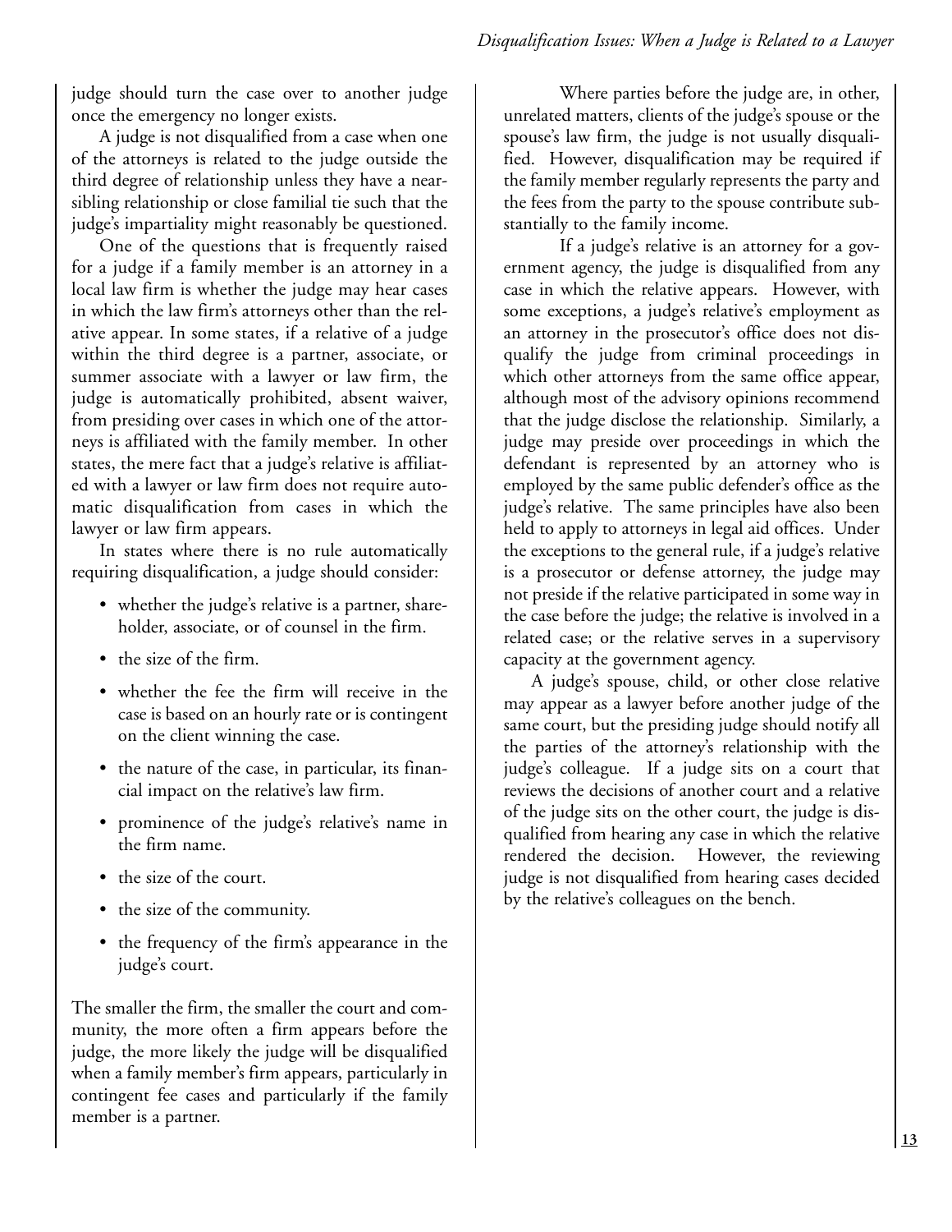judge should turn the case over to another judge once the emergency no longer exists.

A judge is not disqualified from a case when one of the attorneys is related to the judge outside the third degree of relationship unless they have a near-sibling relationship or close familial tie such that the judge's impartiality might reasonably be questioned.

One of the questions that is frequently raised for a judge if a family member is an attorney in a local law firm is whether the judge may hear cases in which the law firm's attorneys other than the relative appear. In some states, if a relative of a judge within the third degree is a partner, associate, or summer associate with a lawyer or law firm, the judge is automatically prohibited, absent waiver, from presiding over cases in which one of the attorneys is affiliated with the family member. In other states, the mere fact that a judge's relative is affiliated with a lawyer or law firm does not require automatic disqualification from cases in which the lawyer or law firm appears.

In states where there is no rule automatically requiring disqualification, a judge should consider:

- whether the judge's relative is a partner, shareholder, associate, or of counsel in the firm.
- the size of the firm.
- whether the fee the firm will receive in the case is based on an hourly rate or is contingent on the client winning the case.
- the nature of the case, in particular, its financial impact on the relative's law firm.
- prominence of the judge's relative's name in the firm name.
- the size of the court.
- the size of the community.
- the frequency of the firm's appearance in the judge's court.

The smaller the firm, the smaller the court and community, the more often a firm appears before the judge, the more likely the judge will be disqualified when a family member's firm appears, particularly in contingent fee cases and particularly if the family member is a partner.

Where parties before the judge are, in other, unrelated matters, clients of the judge's spouse or the spouse's law firm, the judge is not usually disqualified. However, disqualification may be required if the family member regularly represents the party and the fees from the party to the spouse contribute substantially to the family income.

If a judge's relative is an attorney for a government agency, the judge is disqualified from any case in which the relative appears. However, with some exceptions, a judge's relative's employment as an attorney in the prosecutor's office does not disqualify the judge from criminal proceedings in which other attorneys from the same office appear, although most of the advisory opinions recommend that the judge disclose the relationship. Similarly, a judge may preside over proceedings in which the defendant is represented by an attorney who is employed by the same public defender's office as the judge's relative. The same principles have also been held to apply to attorneys in legal aid offices. Under the exceptions to the general rule, if a judge's relative is a prosecutor or defense attorney, the judge may not preside if the relative participated in some way in the case before the judge; the relative is involved in a related case; or the relative serves in a supervisory capacity at the government agency.

A judge's spouse, child, or other close relative may appear as a lawyer before another judge of the same court, but the presiding judge should notify all the parties of the attorney's relationship with the judge's colleague. If a judge sits on a court that reviews the decisions of another court and a relative of the judge sits on the other court, the judge is disqualified from hearing any case in which the relative rendered the decision. However, the reviewing judge is not disqualified from hearing cases decided by the relative's colleagues on the bench.